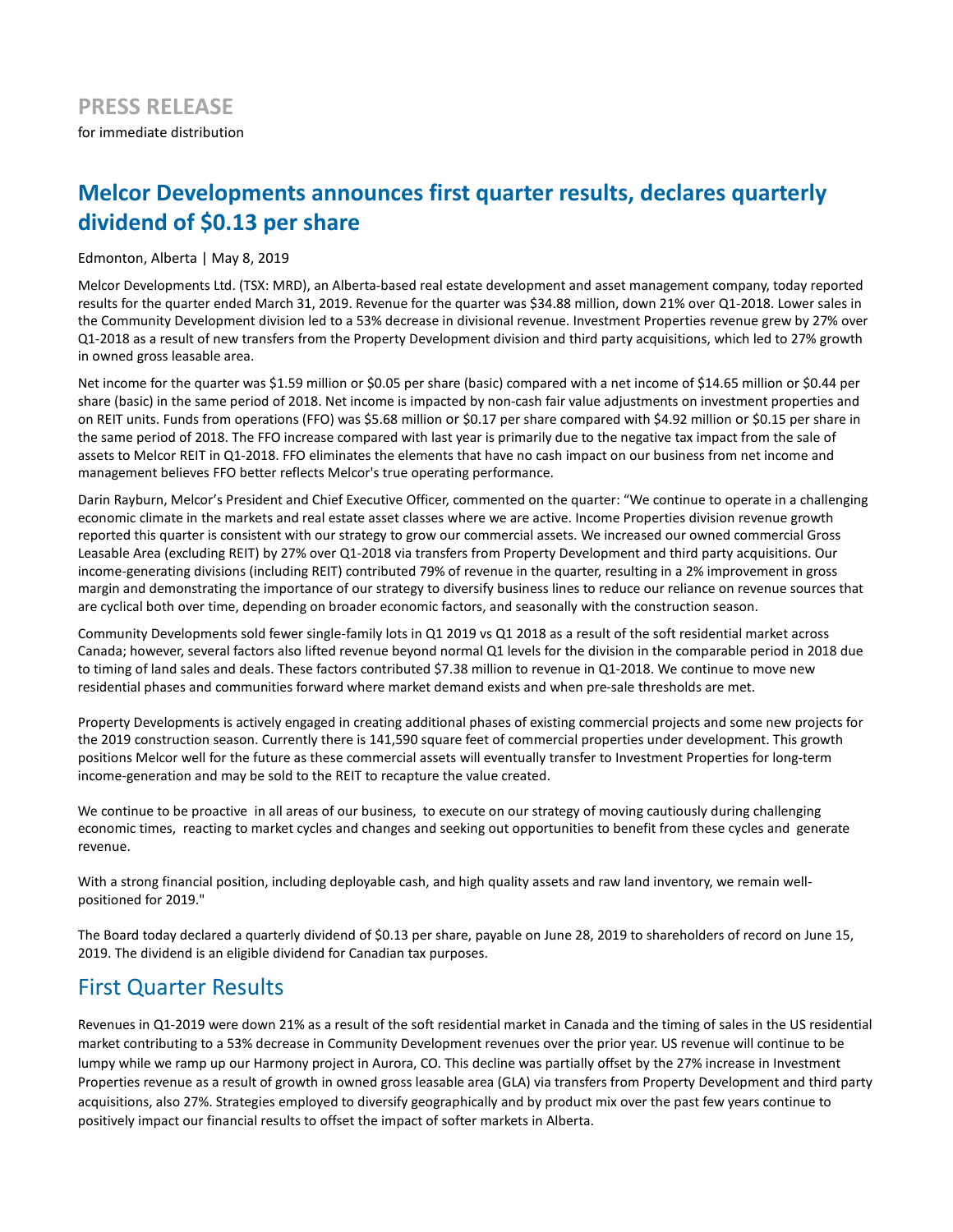# PRESS RELEASE

for immediate distribution

## Melcor Developments announces first quarter results, declares quarterly dividend of $0.13 per share

Edmonton, Alberta | May 8, 2019

Melcor Developments Ltd. (TSX: MRD), an Alberta-based real estate development and asset management company, today reported results for the quarter ended March 31, 2019. Revenue for the quarter was $34.88 million, down 21% over Q1-2018. Lower sales in the Community Development division led to a 53% decrease in divisional revenue. Investment Properties revenue grew by 27% over Q1-2018 as a result of new transfers from the Property Development division and third party acquisitions, which led to 27% growth in owned gross leasable area.

Net income for the quarter was $1.59 million or $0.05 per share (basic) compared with a net income of $14.65 million or $0.44 per share (basic) in the same period of 2018. Net income is impacted by non-cash fair value adjustments on investment properties and on REIT units. Funds from operations (FFO) was $5.68 million or $0.17 per share compared with $4.92 million or $0.15 per share in the same period of 2018. The FFO increase compared with last year is primarily due to the negative tax impact from the sale of assets to Melcor REIT in Q1-2018. FFO eliminates the elements that have no cash impact on our business from net income and management believes FFO better reflects Melcor's true operating performance.

Darin Rayburn, Melcor's President and Chief Executive Officer, commented on the quarter: "We continue to operate in a challenging economic climate in the markets and real estate asset classes where we are active. Income Properties division revenue growth reported this quarter is consistent with our strategy to grow our commercial assets. We increased our owned commercial Gross Leasable Area (excluding REIT) by 27% over Q1-2018 via transfers from Property Development and third party acquisitions. Our income-generating divisions (including REIT) contributed 79% of revenue in the quarter, resulting in a 2% improvement in gross margin and demonstrating the importance of our strategy to diversify business lines to reduce our reliance on revenue sources that are cyclical both over time, depending on broader economic factors, and seasonally with the construction season.

Community Developments sold fewer single-family lots in Q1 2019 vs Q1 2018 as a result of the soft residential market across Canada; however, several factors also lifted revenue beyond normal Q1 levels for the division in the comparable period in 2018 due to timing of land sales and deals. These factors contributed $7.38 million to revenue in Q1-2018. We continue to move new residential phases and communities forward where market demand exists and when pre-sale thresholds are met.

Property Developments is actively engaged in creating additional phases of existing commercial projects and some new projects for the 2019 construction season. Currently there is 141,590 square feet of commercial properties under development. This growth positions Melcor well for the future as these commercial assets will eventually transfer to Investment Properties for long-term income-generation and may be sold to the REIT to recapture the value created.

We continue to be proactive in all areas of our business, to execute on our strategy of moving cautiously during challenging economic times, reacting to market cycles and changes and seeking out opportunities to benefit from these cycles and generate revenue.

With a strong financial position, including deployable cash, and high quality assets and raw land inventory, we remain well-positioned for 2019."

The Board today declared a quarterly dividend of $0.13 per share, payable on June 28, 2019 to shareholders of record on June 15, 2019. The dividend is an eligible dividend for Canadian tax purposes.

## First Quarter Results

Revenues in Q1-2019 were down 21% as a result of the soft residential market in Canada and the timing of sales in the US residential market contributing to a 53% decrease in Community Development revenues over the prior year. US revenue will continue to be lumpy while we ramp up our Harmony project in Aurora, CO. This decline was partially offset by the 27% increase in Investment Properties revenue as a result of growth in owned gross leasable area (GLA) via transfers from Property Development and third party acquisitions, also 27%. Strategies employed to diversify geographically and by product mix over the past few years continue to positively impact our financial results to offset the impact of softer markets in Alberta.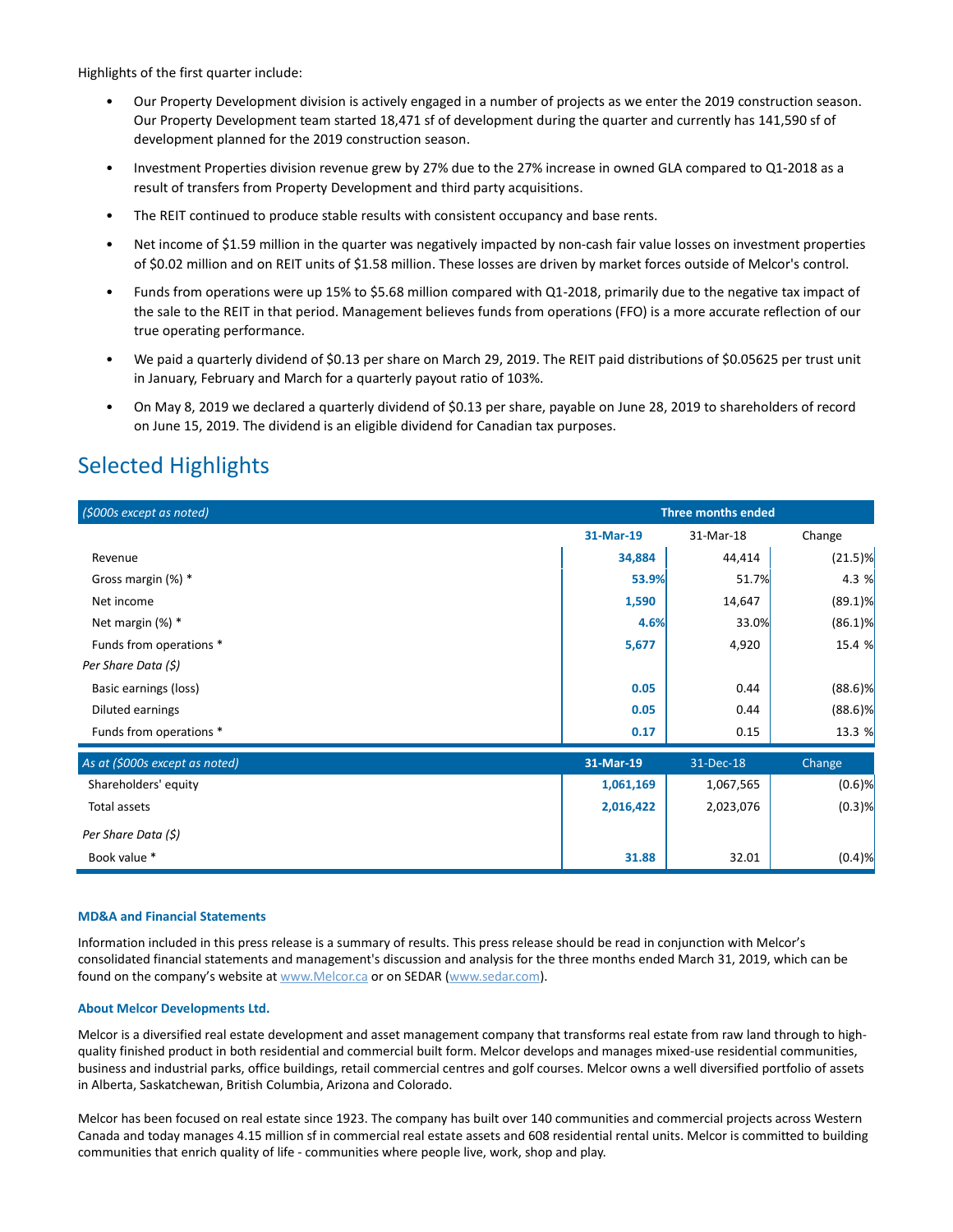Highlights of the first quarter include:

- Our Property Development division is actively engaged in a number of projects as we enter the 2019 construction season. Our Property Development team started 18,471 sf of development during the quarter and currently has 141,590 sf of development planned for the 2019 construction season.
- Investment Properties division revenue grew by 27% due to the 27% increase in owned GLA compared to Q1-2018 as a result of transfers from Property Development and third party acquisitions.
- The REIT continued to produce stable results with consistent occupancy and base rents.
- Net income of $1.59 million in the quarter was negatively impacted by non-cash fair value losses on investment properties of $0.02 million and on REIT units of $1.58 million. These losses are driven by market forces outside of Melcor's control.
- Funds from operations were up 15% to $5.68 million compared with Q1-2018, primarily due to the negative tax impact of the sale to the REIT in that period. Management believes funds from operations (FFO) is a more accurate reflection of our true operating performance.
- We paid a quarterly dividend of $0.13 per share on March 29, 2019. The REIT paid distributions of $0.05625 per trust unit in January, February and March for a quarterly payout ratio of 103%.
- On May 8, 2019 we declared a quarterly dividend of $0.13 per share, payable on June 28, 2019 to shareholders of record on June 15, 2019. The dividend is an eligible dividend for Canadian tax purposes.

# Selected Highlights

| *($000s except as noted)* | Three months ended | | |
|---|---|---|---|
| | **31-Mar-19** | 31-Mar-18 | Change |
| Revenue | **34,884** | 44,414 | (21.5)% |
| Gross margin (%) * | **53.9%** | 51.7% | 4.3 % |
| Net income | **1,590** | 14,647 | (89.1)% |
| Net margin (%) * | **4.6%** | 33.0% | (86.1)% |
| Funds from operations * | **5,677** | 4,920 | 15.4 % |
| *Per Share Data ($)* | | | |
| Basic earnings (loss) | **0.05** | 0.44 | (88.6)% |
| Diluted earnings | **0.05** | 0.44 | (88.6)% |
| Funds from operations * | **0.17** | 0.15 | 13.3 % |
| *As at ($000s except as noted)* | **31-Mar-19** | 31-Dec-18 | Change |
| Shareholders' equity | **1,061,169** | 1,067,565 | (0.6)% |
| Total assets | **2,016,422** | 2,023,076 | (0.3)% |
| *Per Share Data ($)* | | | |
| Book value * | **31.88** | 32.01 | (0.4)% |

### MD&A and Financial Statements

Information included in this press release is a summary of results. This press release should be read in conjunction with Melcor's consolidated financial statements and management's discussion and analysis for the three months ended March 31, 2019, which can be found on the company's website at www.Melcor.ca or on SEDAR (www.sedar.com).

### About Melcor Developments Ltd.

Melcor is a diversified real estate development and asset management company that transforms real estate from raw land through to high-quality finished product in both residential and commercial built form. Melcor develops and manages mixed-use residential communities, business and industrial parks, office buildings, retail commercial centres and golf courses. Melcor owns a well diversified portfolio of assets in Alberta, Saskatchewan, British Columbia, Arizona and Colorado.

Melcor has been focused on real estate since 1923. The company has built over 140 communities and commercial projects across Western Canada and today manages 4.15 million sf in commercial real estate assets and 608 residential rental units. Melcor is committed to building communities that enrich quality of life - communities where people live, work, shop and play.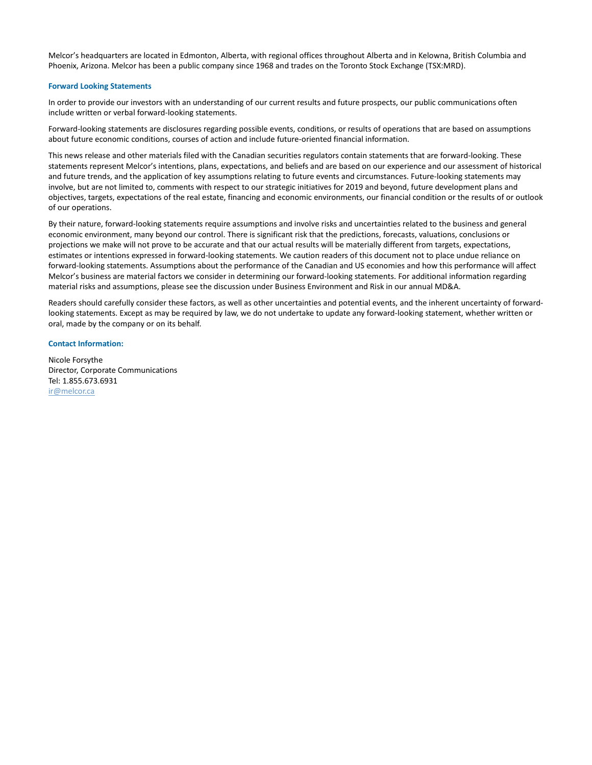Melcor's headquarters are located in Edmonton, Alberta, with regional offices throughout Alberta and in Kelowna, British Columbia and Phoenix, Arizona. Melcor has been a public company since 1968 and trades on the Toronto Stock Exchange (TSX:MRD).

### Forward Looking Statements

In order to provide our investors with an understanding of our current results and future prospects, our public communications often include written or verbal forward-looking statements.

Forward-looking statements are disclosures regarding possible events, conditions, or results of operations that are based on assumptions about future economic conditions, courses of action and include future-oriented financial information.

This news release and other materials filed with the Canadian securities regulators contain statements that are forward-looking. These statements represent Melcor's intentions, plans, expectations, and beliefs and are based on our experience and our assessment of historical and future trends, and the application of key assumptions relating to future events and circumstances. Future-looking statements may involve, but are not limited to, comments with respect to our strategic initiatives for 2019 and beyond, future development plans and objectives, targets, expectations of the real estate, financing and economic environments, our financial condition or the results of or outlook of our operations.

By their nature, forward-looking statements require assumptions and involve risks and uncertainties related to the business and general economic environment, many beyond our control. There is significant risk that the predictions, forecasts, valuations, conclusions or projections we make will not prove to be accurate and that our actual results will be materially different from targets, expectations, estimates or intentions expressed in forward-looking statements. We caution readers of this document not to place undue reliance on forward-looking statements. Assumptions about the performance of the Canadian and US economies and how this performance will affect Melcor's business are material factors we consider in determining our forward-looking statements. For additional information regarding material risks and assumptions, please see the discussion under Business Environment and Risk in our annual MD&A.

Readers should carefully consider these factors, as well as other uncertainties and potential events, and the inherent uncertainty of forward-looking statements. Except as may be required by law, we do not undertake to update any forward-looking statement, whether written or oral, made by the company or on its behalf.

### Contact Information:

Nicole Forsythe
Director, Corporate Communications
Tel: 1.855.673.6931
ir@melcor.ca